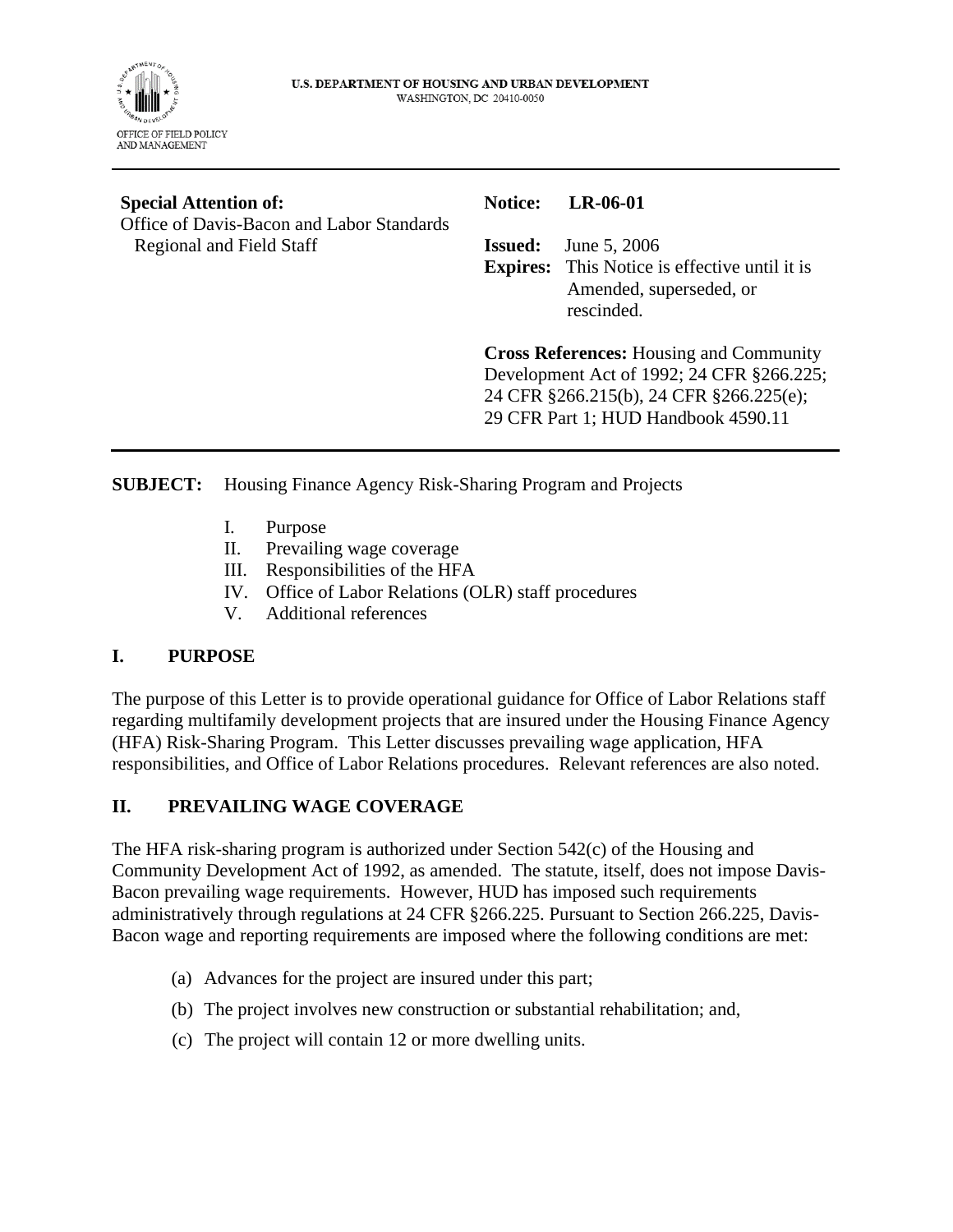U.S. DEPARTMENT OF HOUSING AND URBAN DEVELOPMENT
WASHINGTON, DC 20410-0050

OFFICE OF FIELD POLICY AND MANAGEMENT

---

**Special Attention of:**
Office of Davis-Bacon and Labor Standards
Regional and Field Staff

**Notice:** **LR-06-01**

**Issued:** June 5, 2006
**Expires:** This Notice is effective until it is Amended, superseded, or rescinded.

**Cross References:** Housing and Community Development Act of 1992; 24 CFR §266.225; 24 CFR §266.215(b), 24 CFR §266.225(e); 29 CFR Part 1; HUD Handbook 4590.11

---

**SUBJECT:** Housing Finance Agency Risk-Sharing Program and Projects

I. Purpose
II. Prevailing wage coverage
III. Responsibilities of the HFA
IV. Office of Labor Relations (OLR) staff procedures
V. Additional references

## I. PURPOSE

The purpose of this Letter is to provide operational guidance for Office of Labor Relations staff regarding multifamily development projects that are insured under the Housing Finance Agency (HFA) Risk-Sharing Program. This Letter discusses prevailing wage application, HFA responsibilities, and Office of Labor Relations procedures. Relevant references are also noted.

## II. PREVAILING WAGE COVERAGE

The HFA risk-sharing program is authorized under Section 542(c) of the Housing and Community Development Act of 1992, as amended. The statute, itself, does not impose Davis-Bacon prevailing wage requirements. However, HUD has imposed such requirements administratively through regulations at 24 CFR §266.225. Pursuant to Section 266.225, Davis-Bacon wage and reporting requirements are imposed where the following conditions are met:

(a) Advances for the project are insured under this part;

(b) The project involves new construction or substantial rehabilitation; and,

(c) The project will contain 12 or more dwelling units.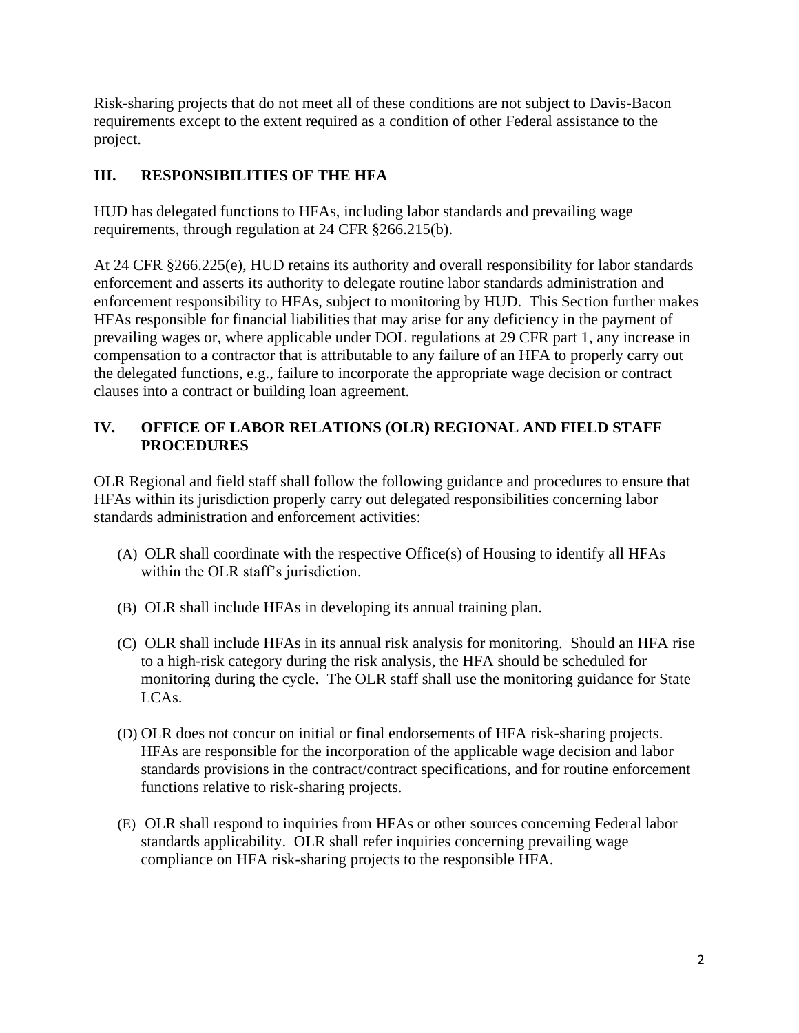Risk-sharing projects that do not meet all of these conditions are not subject to Davis-Bacon requirements except to the extent required as a condition of other Federal assistance to the project.

## III. RESPONSIBILITIES OF THE HFA

HUD has delegated functions to HFAs, including labor standards and prevailing wage requirements, through regulation at 24 CFR §266.215(b).

At 24 CFR §266.225(e), HUD retains its authority and overall responsibility for labor standards enforcement and asserts its authority to delegate routine labor standards administration and enforcement responsibility to HFAs, subject to monitoring by HUD. This Section further makes HFAs responsible for financial liabilities that may arise for any deficiency in the payment of prevailing wages or, where applicable under DOL regulations at 29 CFR part 1, any increase in compensation to a contractor that is attributable to any failure of an HFA to properly carry out the delegated functions, e.g., failure to incorporate the appropriate wage decision or contract clauses into a contract or building loan agreement.

## IV. OFFICE OF LABOR RELATIONS (OLR) REGIONAL AND FIELD STAFF PROCEDURES

OLR Regional and field staff shall follow the following guidance and procedures to ensure that HFAs within its jurisdiction properly carry out delegated responsibilities concerning labor standards administration and enforcement activities:

(A) OLR shall coordinate with the respective Office(s) of Housing to identify all HFAs within the OLR staff's jurisdiction.

(B) OLR shall include HFAs in developing its annual training plan.

(C) OLR shall include HFAs in its annual risk analysis for monitoring. Should an HFA rise to a high-risk category during the risk analysis, the HFA should be scheduled for monitoring during the cycle. The OLR staff shall use the monitoring guidance for State LCAs.

(D) OLR does not concur on initial or final endorsements of HFA risk-sharing projects. HFAs are responsible for the incorporation of the applicable wage decision and labor standards provisions in the contract/contract specifications, and for routine enforcement functions relative to risk-sharing projects.

(E) OLR shall respond to inquiries from HFAs or other sources concerning Federal labor standards applicability. OLR shall refer inquiries concerning prevailing wage compliance on HFA risk-sharing projects to the responsible HFA.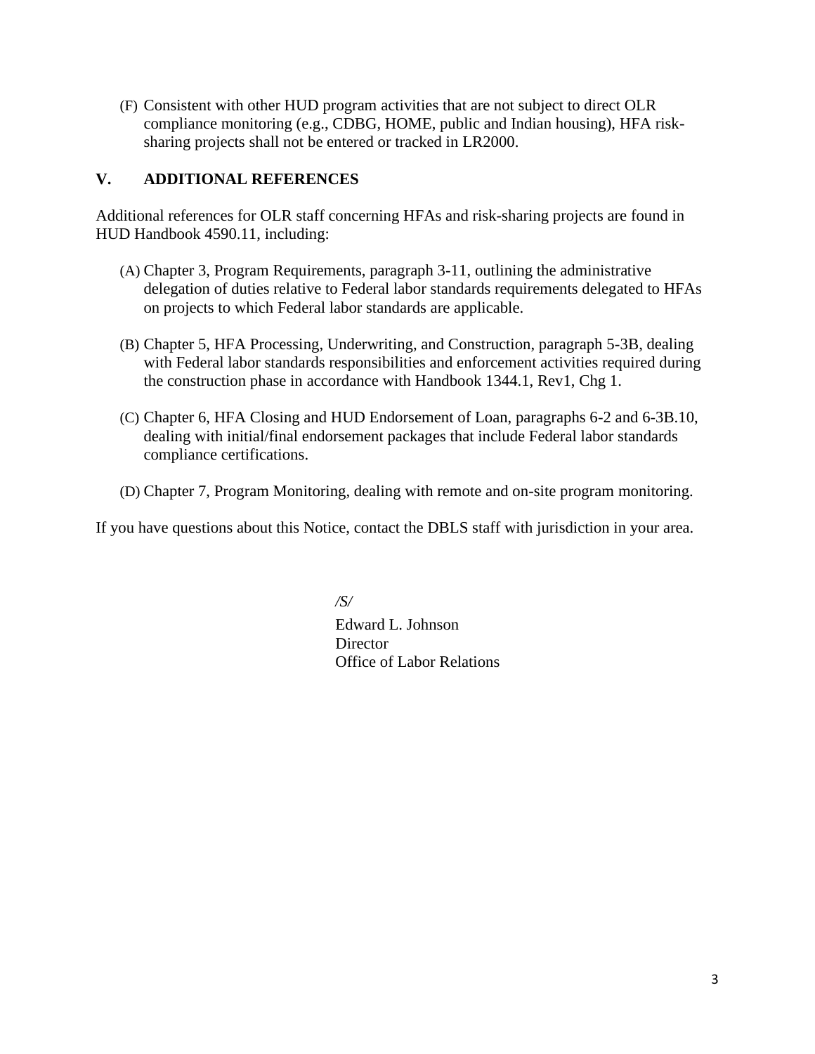(F) Consistent with other HUD program activities that are not subject to direct OLR compliance monitoring (e.g., CDBG, HOME, public and Indian housing), HFA risk-sharing projects shall not be entered or tracked in LR2000.

## V. ADDITIONAL REFERENCES

Additional references for OLR staff concerning HFAs and risk-sharing projects are found in HUD Handbook 4590.11, including:

(A) Chapter 3, Program Requirements, paragraph 3-11, outlining the administrative delegation of duties relative to Federal labor standards requirements delegated to HFAs on projects to which Federal labor standards are applicable.

(B) Chapter 5, HFA Processing, Underwriting, and Construction, paragraph 5-3B, dealing with Federal labor standards responsibilities and enforcement activities required during the construction phase in accordance with Handbook 1344.1, Rev1, Chg 1.

(C) Chapter 6, HFA Closing and HUD Endorsement of Loan, paragraphs 6-2 and 6-3B.10, dealing with initial/final endorsement packages that include Federal labor standards compliance certifications.

(D) Chapter 7, Program Monitoring, dealing with remote and on-site program monitoring.

If you have questions about this Notice, contact the DBLS staff with jurisdiction in your area.

*/S/*

Edward L. Johnson
Director
Office of Labor Relations